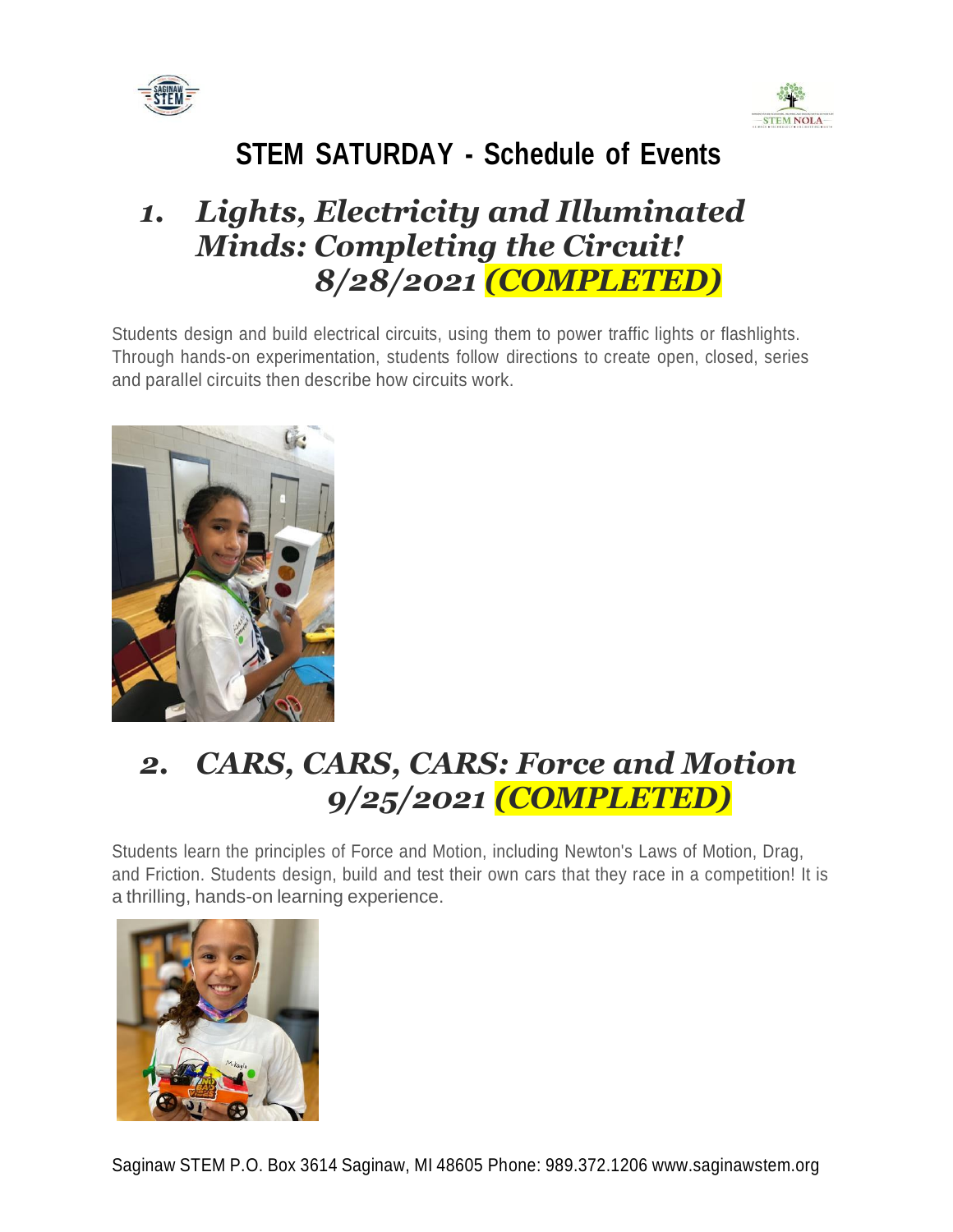# STEM SATURDAY - Schedule of Events

## 1. *Lights, Electricity and Illuminated Minds: Completing the Circuit! 8/28/2021 (COMPLETED)*

Students design and build electrical circuits, using them to power traffic lights or flashlights. Through hands-on experimentation, students follow directions to create open, closed, series and parallel circuits then describe how circuits work.

## 2. *CARS, CARS, CARS: Force and Motion 9/25/2021 (COMPLETED)*

Students learn the principles of Force and Motion, including Newton's Laws of Motion, Drag, and Friction. Students design, build and test their own cars that they race in a competition! It is a thrilling, hands-on learning experience.

Saginaw STEM P.O. Box 3614 Saginaw, MI 48605 Phone: 989.372.1206 www.saginawstem.org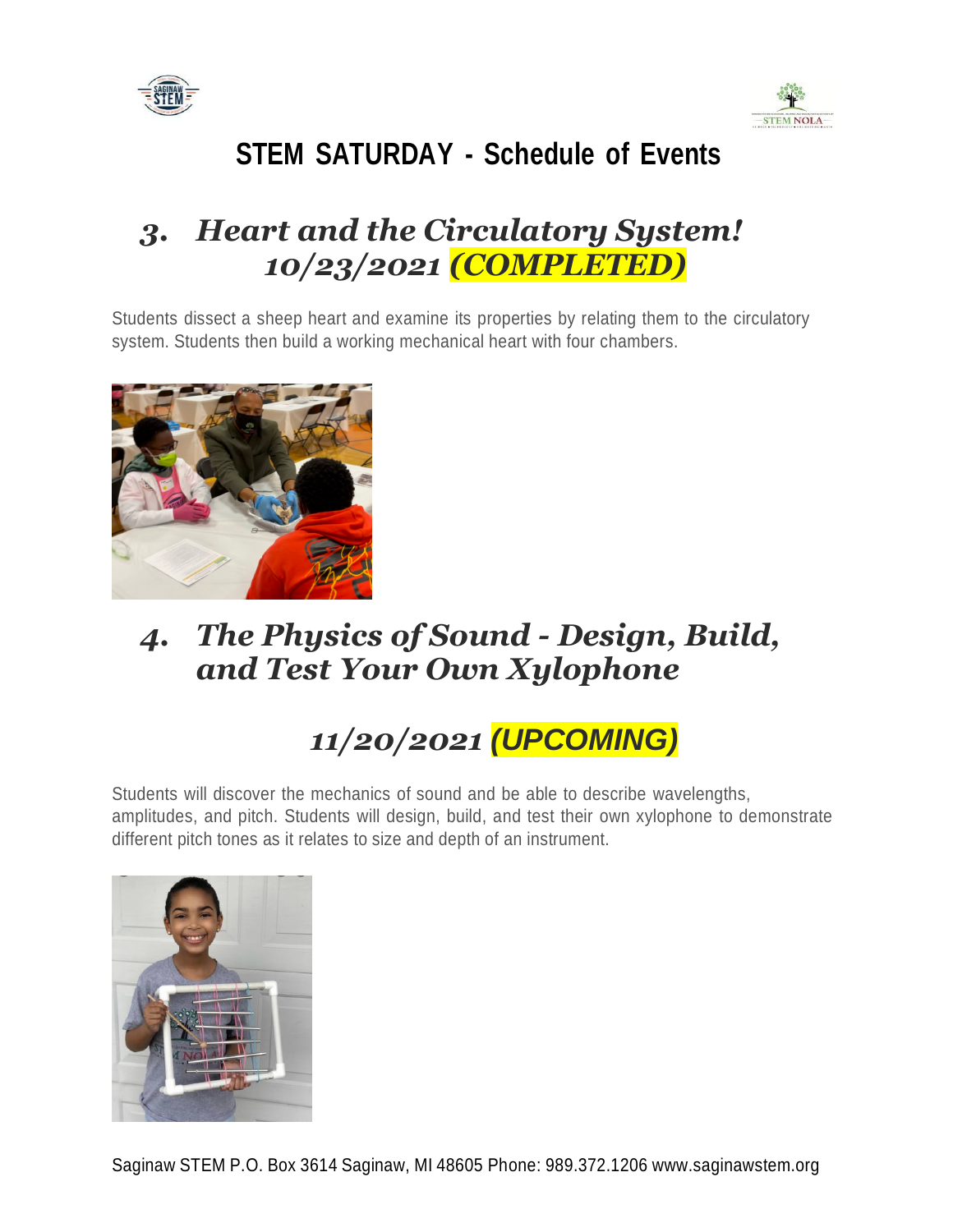# STEM SATURDAY - Schedule of Events

## *3. Heart and the Circulatory System! 10/23/2021 (COMPLETED)*

Students dissect a sheep heart and examine its properties by relating them to the circulatory system. Students then build a working mechanical heart with four chambers.

## *4. The Physics of Sound - Design, Build, and Test Your Own Xylophone*

## *11/20/2021 (UPCOMING)*

Students will discover the mechanics of sound and be able to describe wavelengths, amplitudes, and pitch. Students will design, build, and test their own xylophone to demonstrate different pitch tones as it relates to size and depth of an instrument.

Saginaw STEM P.O. Box 3614 Saginaw, MI 48605 Phone: 989.372.1206 www.saginawstem.org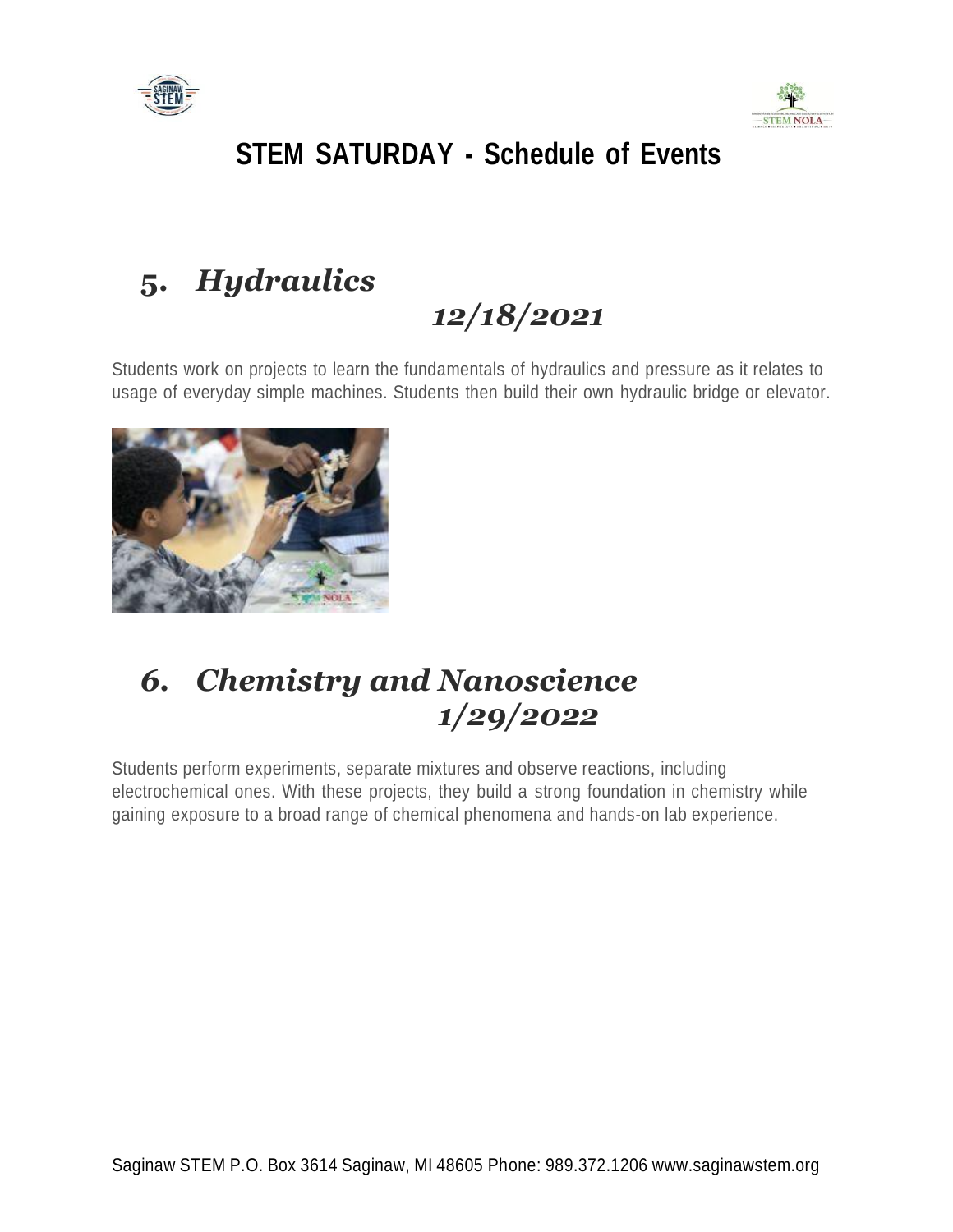## STEM SATURDAY - Schedule of Events

### *5. Hydraulics*

### *12/18/2021*

Students work on projects to learn the fundamentals of hydraulics and pressure as it relates to usage of everyday simple machines. Students then build their own hydraulic bridge or elevator.

### *6. Chemistry and Nanoscience*

### *1/29/2022*

Students perform experiments, separate mixtures and observe reactions, including electrochemical ones. With these projects, they build a strong foundation in chemistry while gaining exposure to a broad range of chemical phenomena and hands-on lab experience.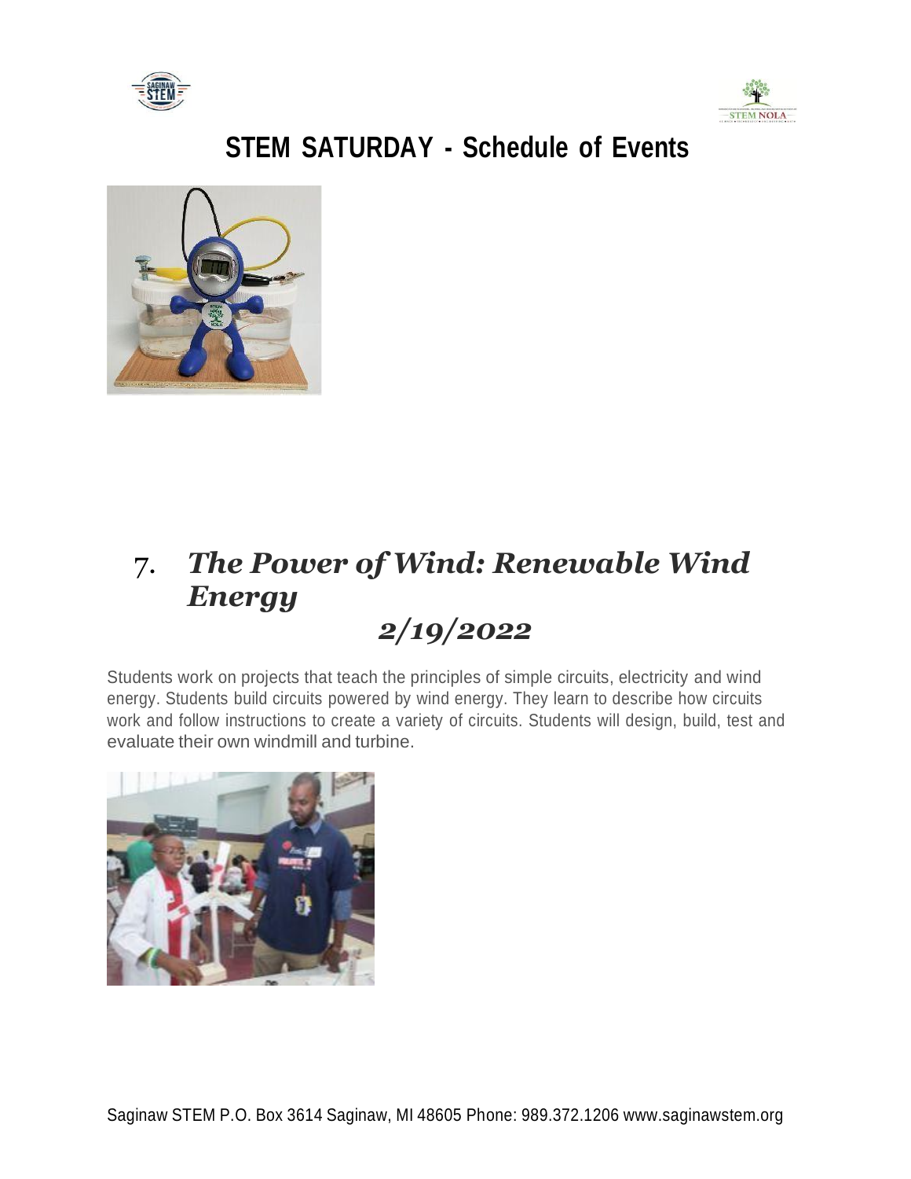# STEM SATURDAY - Schedule of Events

## 7. *The Power of Wind: Renewable Wind Energy*

## *2/19/2022*

Students work on projects that teach the principles of simple circuits, electricity and wind energy. Students build circuits powered by wind energy. They learn to describe how circuits work and follow instructions to create a variety of circuits. Students will design, build, test and evaluate their own windmill and turbine.

Saginaw STEM P.O. Box 3614 Saginaw, MI 48605 Phone: 989.372.1206 www.saginawstem.org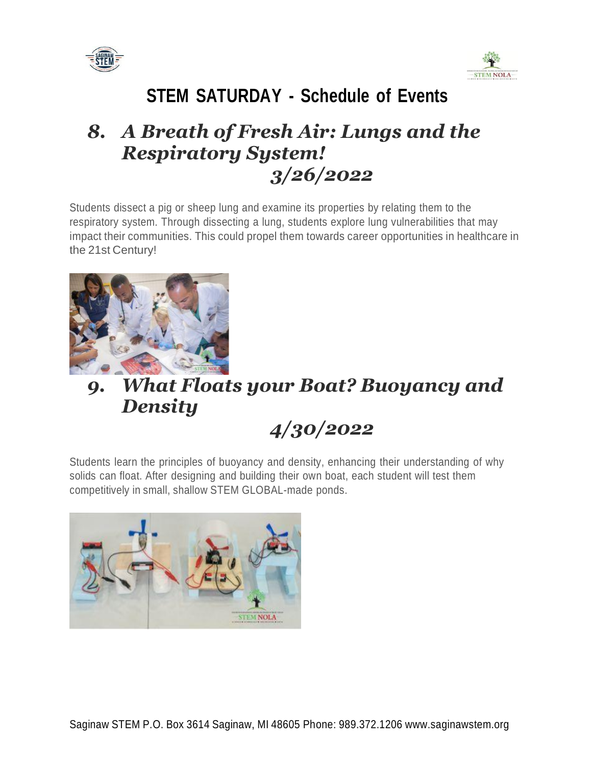# STEM SATURDAY - Schedule of Events

## *8. A Breath of Fresh Air: Lungs and the Respiratory System! 3/26/2022*

Students dissect a pig or sheep lung and examine its properties by relating them to the respiratory system. Through dissecting a lung, students explore lung vulnerabilities that may impact their communities. This could propel them towards career opportunities in healthcare in the 21st Century!

## *9. What Floats your Boat? Buoyancy and Density 4/30/2022*

Students learn the principles of buoyancy and density, enhancing their understanding of why solids can float. After designing and building their own boat, each student will test them competitively in small, shallow STEM GLOBAL-made ponds.

Saginaw STEM P.O. Box 3614 Saginaw, MI 48605 Phone: 989.372.1206 www.saginawstem.org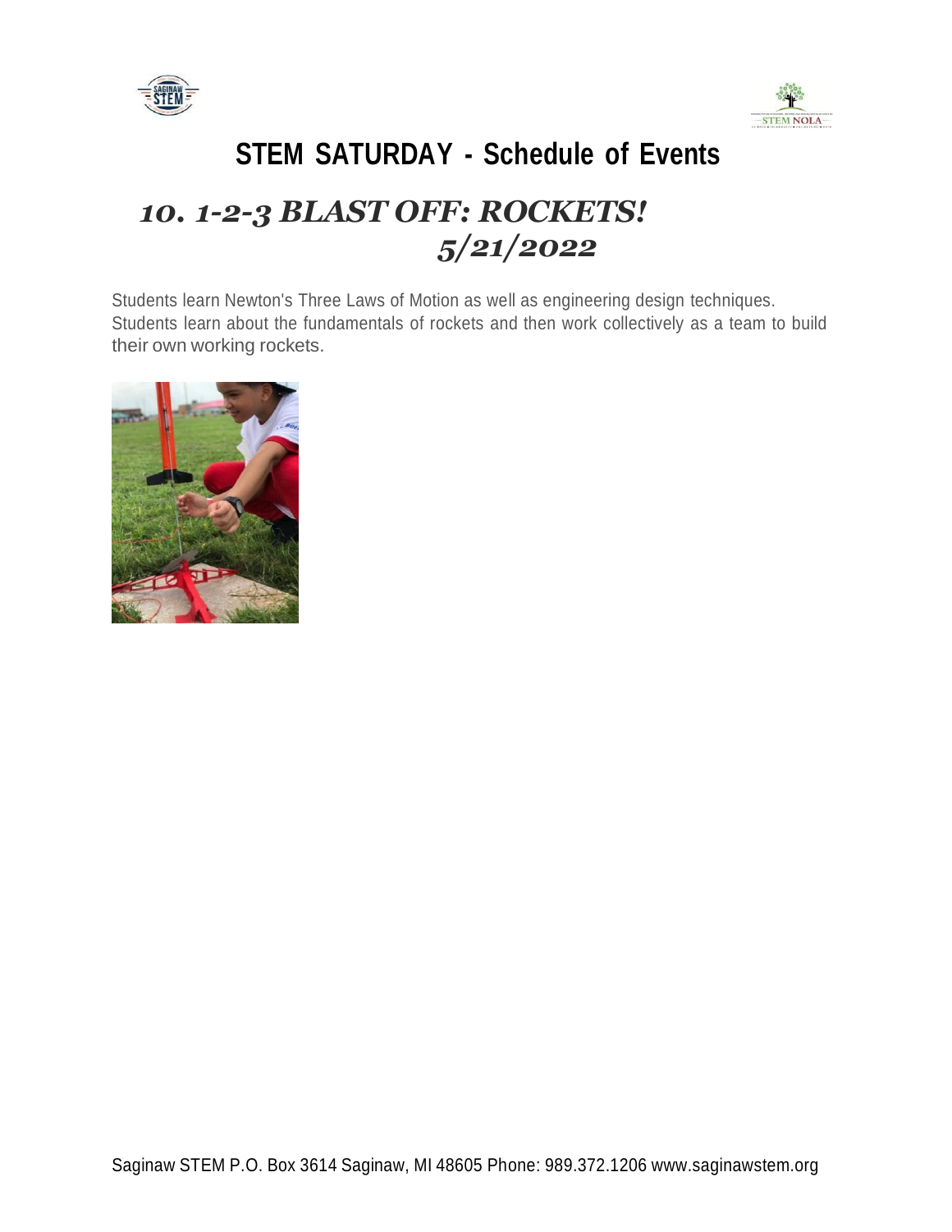## STEM SATURDAY - Schedule of Events

### *10. 1-2-3 BLAST OFF: ROCKETS! 5/21/2022*

Students learn Newton's Three Laws of Motion as well as engineering design techniques. Students learn about the fundamentals of rockets and then work collectively as a team to build their own working rockets.

Saginaw STEM P.O. Box 3614 Saginaw, MI 48605 Phone: 989.372.1206 www.saginawstem.org